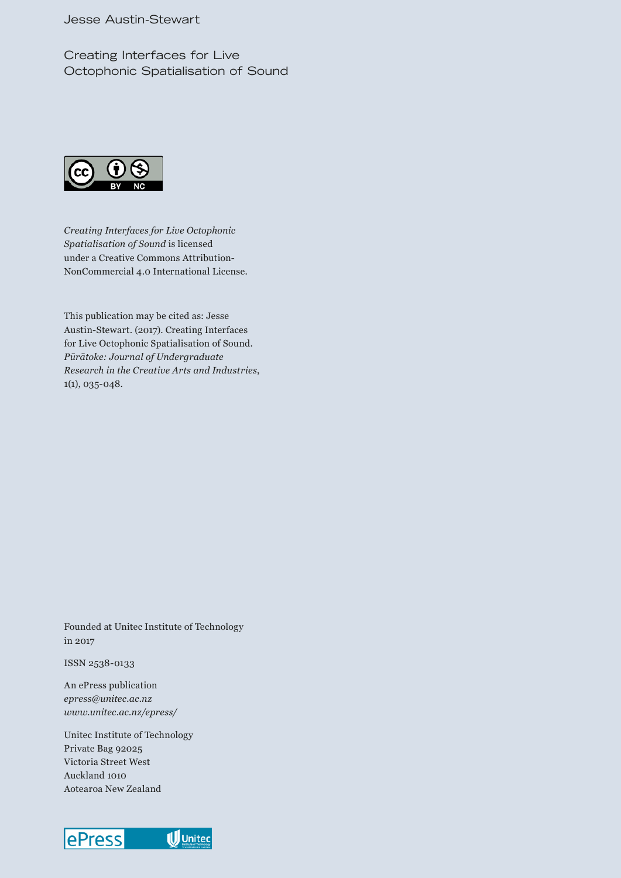Jesse Austin-Stewart

# Creating Interfaces for Live Octophonic Spatialisation of Sound

*Creating Interfaces for Live Octophonic Spatialisation of Sound* is licensed under a Creative Commons Attribution-NonCommercial 4.0 International License.

This publication may be cited as: Jesse Austin-Stewart. (2017). Creating Interfaces for Live Octophonic Spatialisation of Sound. *Pūrātoke: Journal of Undergraduate Research in the Creative Arts and Industries*, 1(1), 035-048.

Founded at Unitec Institute of Technology in 2017

ISSN 2538-0133

An ePress publication
*epress@unitec.ac.nz*
*www.unitec.ac.nz/epress/*

Unitec Institute of Technology
Private Bag 92025
Victoria Street West
Auckland 1010
Aotearoa New Zealand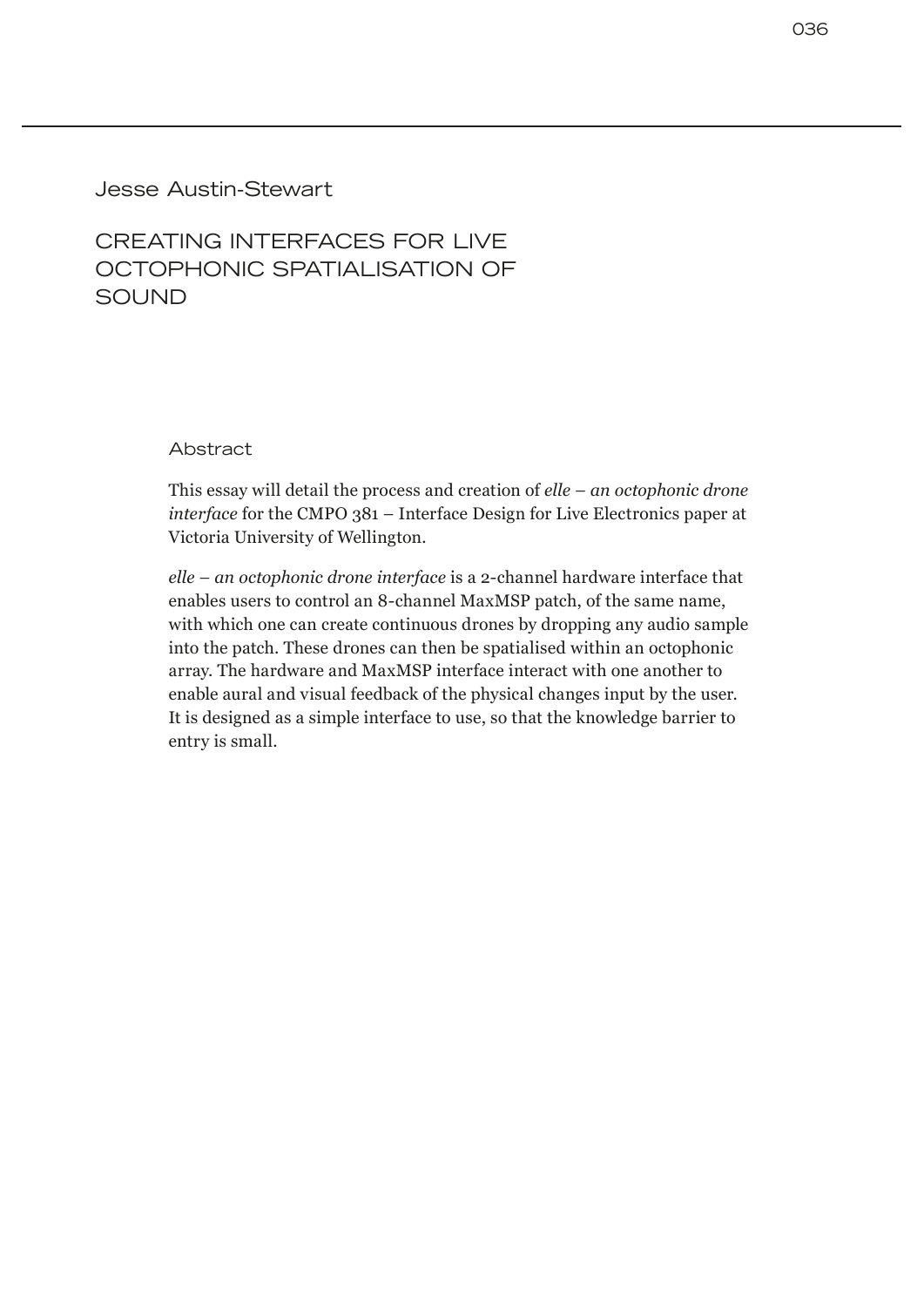Jesse Austin-Stewart

# CREATING INTERFACES FOR LIVE OCTOPHONIC SPATIALISATION OF SOUND

## Abstract

This essay will detail the process and creation of *elle – an octophonic drone interface* for the CMPO 381 – Interface Design for Live Electronics paper at Victoria University of Wellington.

*elle – an octophonic drone interface* is a 2-channel hardware interface that enables users to control an 8-channel MaxMSP patch, of the same name, with which one can create continuous drones by dropping any audio sample into the patch. These drones can then be spatialised within an octophonic array. The hardware and MaxMSP interface interact with one another to enable aural and visual feedback of the physical changes input by the user. It is designed as a simple interface to use, so that the knowledge barrier to entry is small.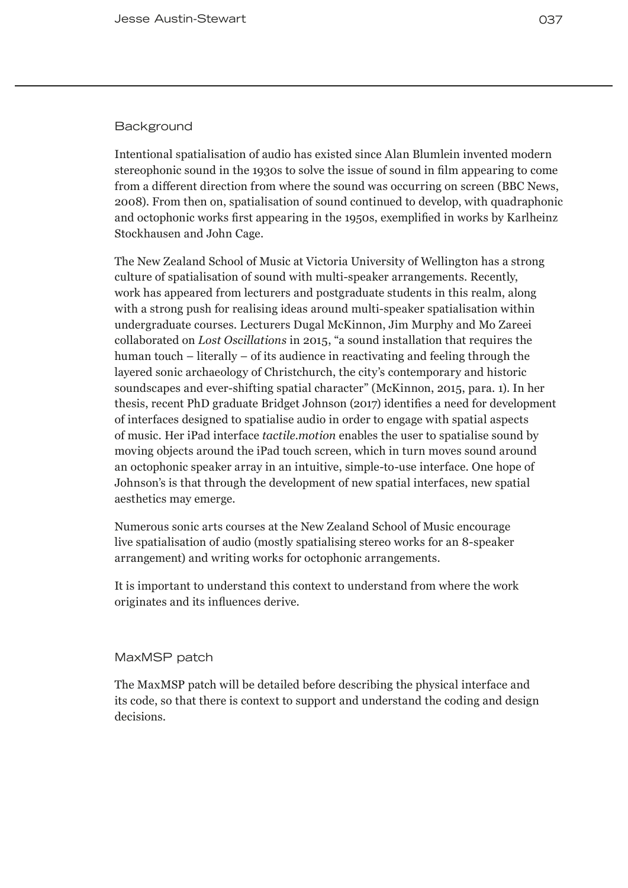## Background

Intentional spatialisation of audio has existed since Alan Blumlein invented modern stereophonic sound in the 1930s to solve the issue of sound in film appearing to come from a different direction from where the sound was occurring on screen (BBC News, 2008). From then on, spatialisation of sound continued to develop, with quadraphonic and octophonic works first appearing in the 1950s, exemplified in works by Karlheinz Stockhausen and John Cage.

The New Zealand School of Music at Victoria University of Wellington has a strong culture of spatialisation of sound with multi-speaker arrangements. Recently, work has appeared from lecturers and postgraduate students in this realm, along with a strong push for realising ideas around multi-speaker spatialisation within undergraduate courses. Lecturers Dugal McKinnon, Jim Murphy and Mo Zareei collaborated on *Lost Oscillations* in 2015, "a sound installation that requires the human touch – literally – of its audience in reactivating and feeling through the layered sonic archaeology of Christchurch, the city's contemporary and historic soundscapes and ever-shifting spatial character" (McKinnon, 2015, para. 1). In her thesis, recent PhD graduate Bridget Johnson (2017) identifies a need for development of interfaces designed to spatialise audio in order to engage with spatial aspects of music. Her iPad interface *tactile.motion* enables the user to spatialise sound by moving objects around the iPad touch screen, which in turn moves sound around an octophonic speaker array in an intuitive, simple-to-use interface. One hope of Johnson's is that through the development of new spatial interfaces, new spatial aesthetics may emerge.

Numerous sonic arts courses at the New Zealand School of Music encourage live spatialisation of audio (mostly spatialising stereo works for an 8-speaker arrangement) and writing works for octophonic arrangements.

It is important to understand this context to understand from where the work originates and its influences derive.

## MaxMSP patch

The MaxMSP patch will be detailed before describing the physical interface and its code, so that there is context to support and understand the coding and design decisions.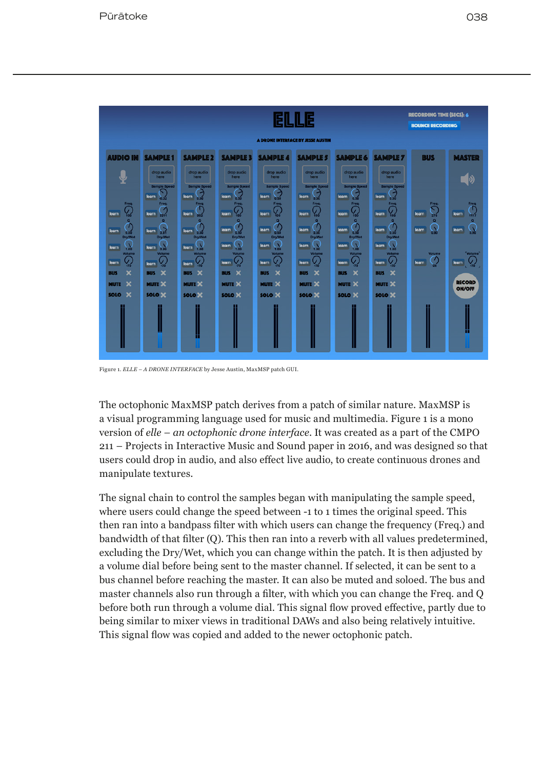Figure 1. *ELLE – A DRONE INTERFACE* by Jesse Austin, MaxMSP patch GUI.

The octophonic MaxMSP patch derives from a patch of similar nature. MaxMSP is a visual programming language used for music and multimedia. Figure 1 is a mono version of *elle – an octophonic drone interface*. It was created as a part of the CMPO 211 – Projects in Interactive Music and Sound paper in 2016, and was designed so that users could drop in audio, and also effect live audio, to create continuous drones and manipulate textures.

The signal chain to control the samples began with manipulating the sample speed, where users could change the speed between -1 to 1 times the original speed. This then ran into a bandpass filter with which users can change the frequency (Freq.) and bandwidth of that filter (Q). This then ran into a reverb with all values predetermined, excluding the Dry/Wet, which you can change within the patch. It is then adjusted by a volume dial before being sent to the master channel. If selected, it can be sent to a bus channel before reaching the master. It can also be muted and soloed. The bus and master channels also run through a filter, with which you can change the Freq. and Q before both run through a volume dial. This signal flow proved effective, partly due to being similar to mixer views in traditional DAWs and also being relatively intuitive. This signal flow was copied and added to the newer octophonic patch.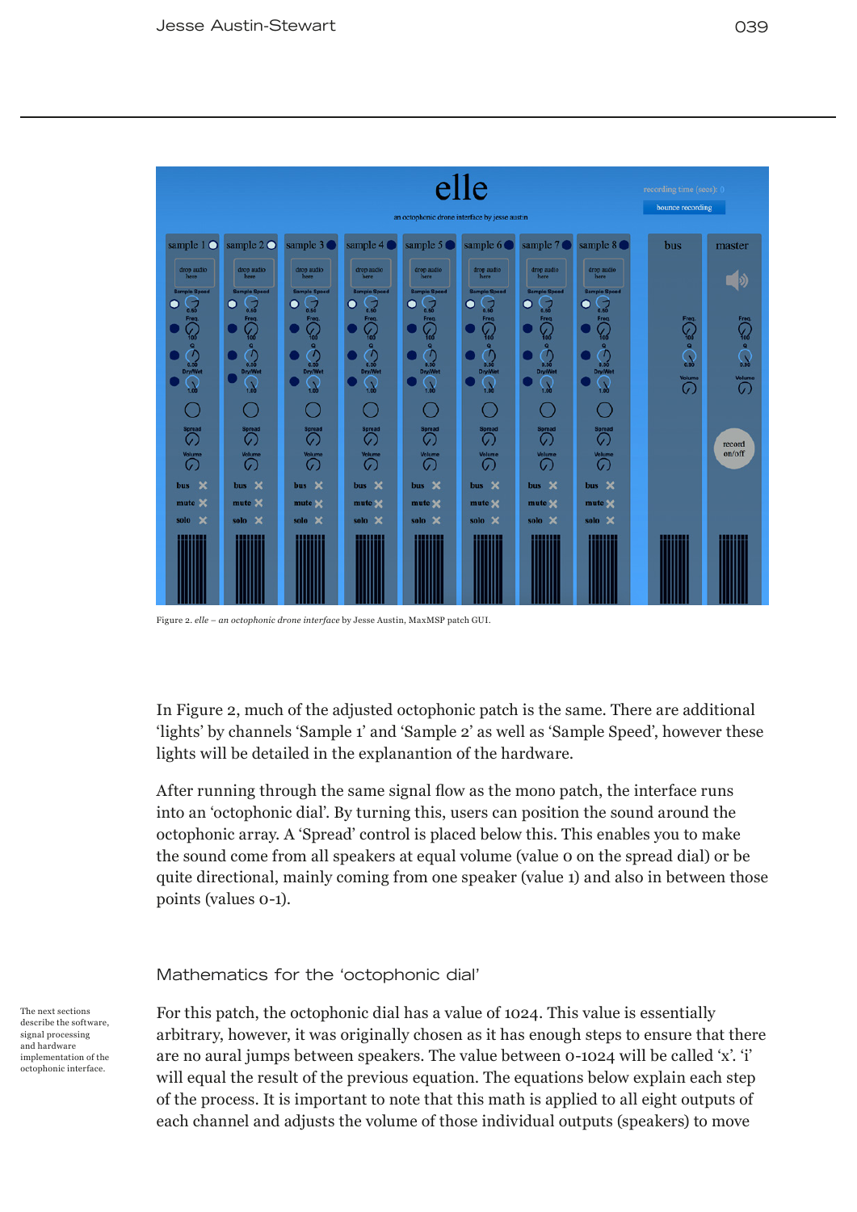Figure 2. *elle – an octophonic drone interface* by Jesse Austin, MaxMSP patch GUI.

In Figure 2, much of the adjusted octophonic patch is the same. There are additional 'lights' by channels 'Sample 1' and 'Sample 2' as well as 'Sample Speed', however these lights will be detailed in the explanantion of the hardware.

After running through the same signal flow as the mono patch, the interface runs into an 'octophonic dial'. By turning this, users can position the sound around the octophonic array. A 'Spread' control is placed below this. This enables you to make the sound come from all speakers at equal volume (value 0 on the spread dial) or be quite directional, mainly coming from one speaker (value 1) and also in between those points (values 0-1).

## Mathematics for the 'octophonic dial'

The next sections describe the software, signal processing and hardware implementation of the octophonic interface.

For this patch, the octophonic dial has a value of 1024. This value is essentially arbitrary, however, it was originally chosen as it has enough steps to ensure that there are no aural jumps between speakers. The value between 0-1024 will be called 'x'. 'i' will equal the result of the previous equation. The equations below explain each step of the process. It is important to note that this math is applied to all eight outputs of each channel and adjusts the volume of those individual outputs (speakers) to move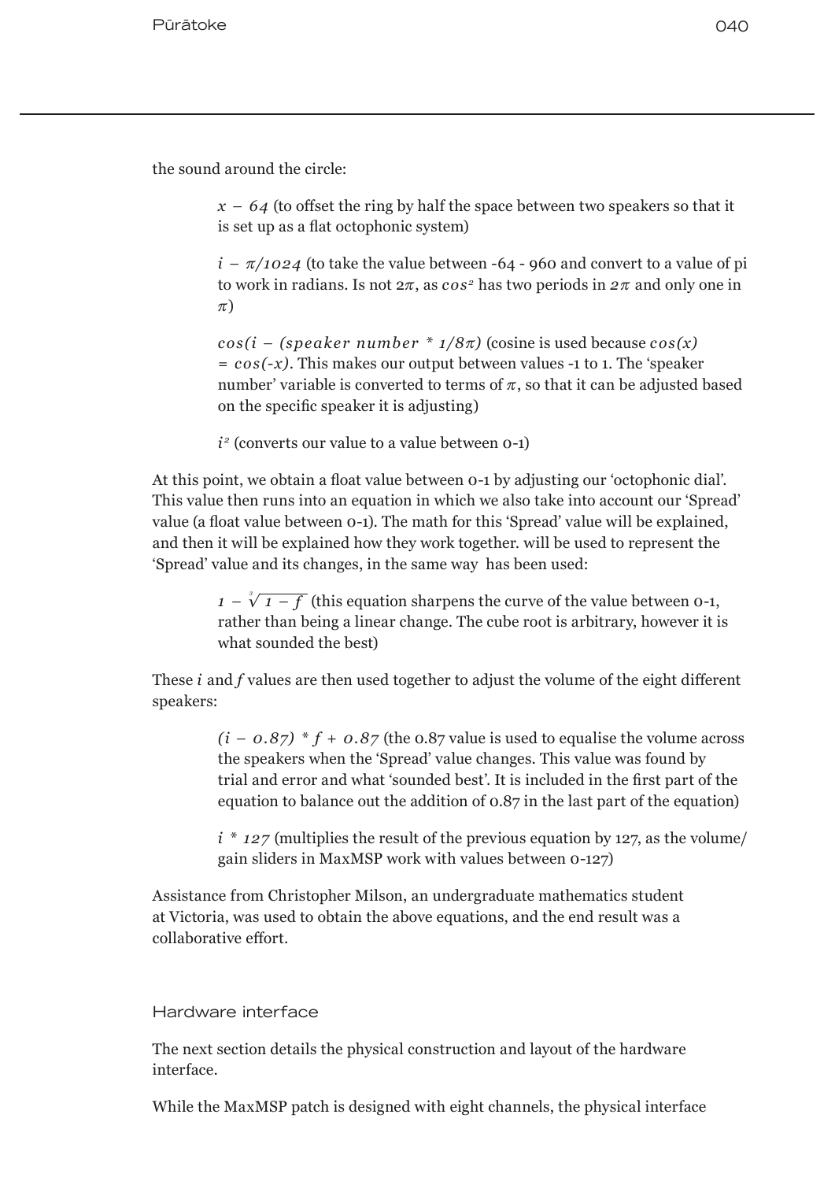the sound around the circle:

> $x - 64$ (to offset the ring by half the space between two speakers so that it is set up as a flat octophonic system)
>
> $i - \pi/1024$ (to take the value between -64 - 960 and convert to a value of pi to work in radians. Is not $2\pi$, as $cos^2$ has two periods in $2\pi$ and only one in $\pi$)
>
> $cos(i - (speaker\ number * 1/8\pi)$ (cosine is used because $cos(x) = cos(-x)$. This makes our output between values -1 to 1. The 'speaker number' variable is converted to terms of $\pi$, so that it can be adjusted based on the specific speaker it is adjusting)
>
> $i^2$ (converts our value to a value between 0-1)

At this point, we obtain a float value between 0-1 by adjusting our 'octophonic dial'. This value then runs into an equation in which we also take into account our 'Spread' value (a float value between 0-1). The math for this 'Spread' value will be explained, and then it will be explained how they work together. will be used to represent the 'Spread' value and its changes, in the same way has been used:

> $1 - \sqrt[3]{1 - f}$ (this equation sharpens the curve of the value between 0-1, rather than being a linear change. The cube root is arbitrary, however it is what sounded the best)

These $i$ and $f$ values are then used together to adjust the volume of the eight different speakers:

> $(i - 0.87) * f + 0.87$ (the 0.87 value is used to equalise the volume across the speakers when the 'Spread' value changes. This value was found by trial and error and what 'sounded best'. It is included in the first part of the equation to balance out the addition of 0.87 in the last part of the equation)
>
> $i * 127$ (multiplies the result of the previous equation by 127, as the volume/gain sliders in MaxMSP work with values between 0-127)

Assistance from Christopher Milson, an undergraduate mathematics student at Victoria, was used to obtain the above equations, and the end result was a collaborative effort.

## Hardware interface

The next section details the physical construction and layout of the hardware interface.

While the MaxMSP patch is designed with eight channels, the physical interface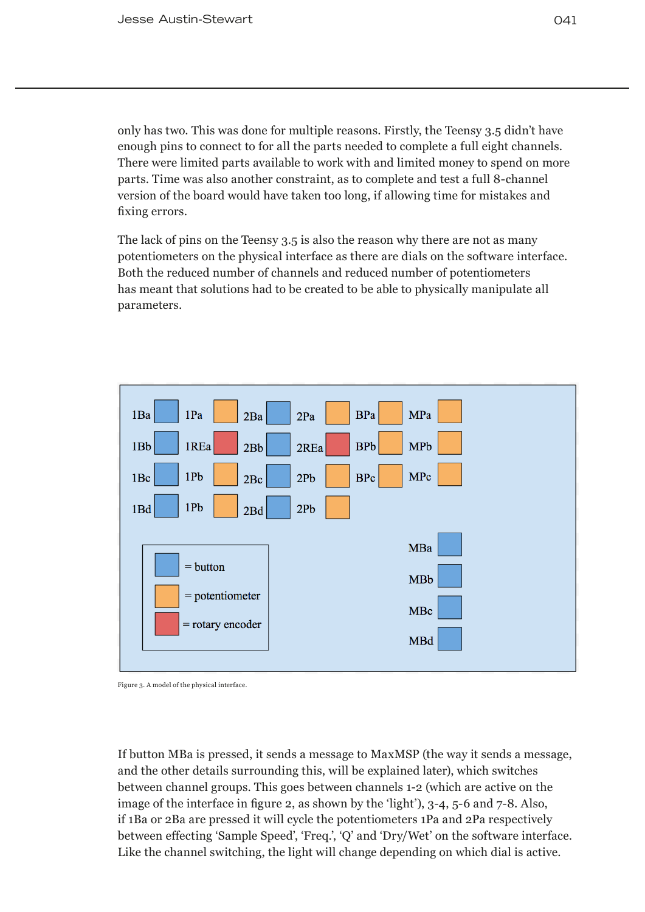only has two. This was done for multiple reasons. Firstly, the Teensy 3.5 didn't have enough pins to connect to for all the parts needed to complete a full eight channels. There were limited parts available to work with and limited money to spend on more parts. Time was also another constraint, as to complete and test a full 8-channel version of the board would have taken too long, if allowing time for mistakes and fixing errors.

The lack of pins on the Teensy 3.5 is also the reason why there are not as many potentiometers on the physical interface as there are dials on the software interface. Both the reduced number of channels and reduced number of potentiometers has meant that solutions had to be created to be able to physically manipulate all parameters.

1Ba 1Pa 2Ba 2Pa BPa MPa

1Bb 1REa 2Bb 2REa BPb MPb

1Bc 1Pb 2Bc 2Pb BPc MPc

1Bd 1Pb 2Bd 2Pb

MBa

MBb

MBc

MBd

= button

= potentiometer

= rotary encoder

Figure 3. A model of the physical interface.

If button MBa is pressed, it sends a message to MaxMSP (the way it sends a message, and the other details surrounding this, will be explained later), which switches between channel groups. This goes between channels 1-2 (which are active on the image of the interface in figure 2, as shown by the 'light'), 3-4, 5-6 and 7-8. Also, if 1Ba or 2Ba are pressed it will cycle the potentiometers 1Pa and 2Pa respectively between effecting 'Sample Speed', 'Freq.', 'Q' and 'Dry/Wet' on the software interface. Like the channel switching, the light will change depending on which dial is active.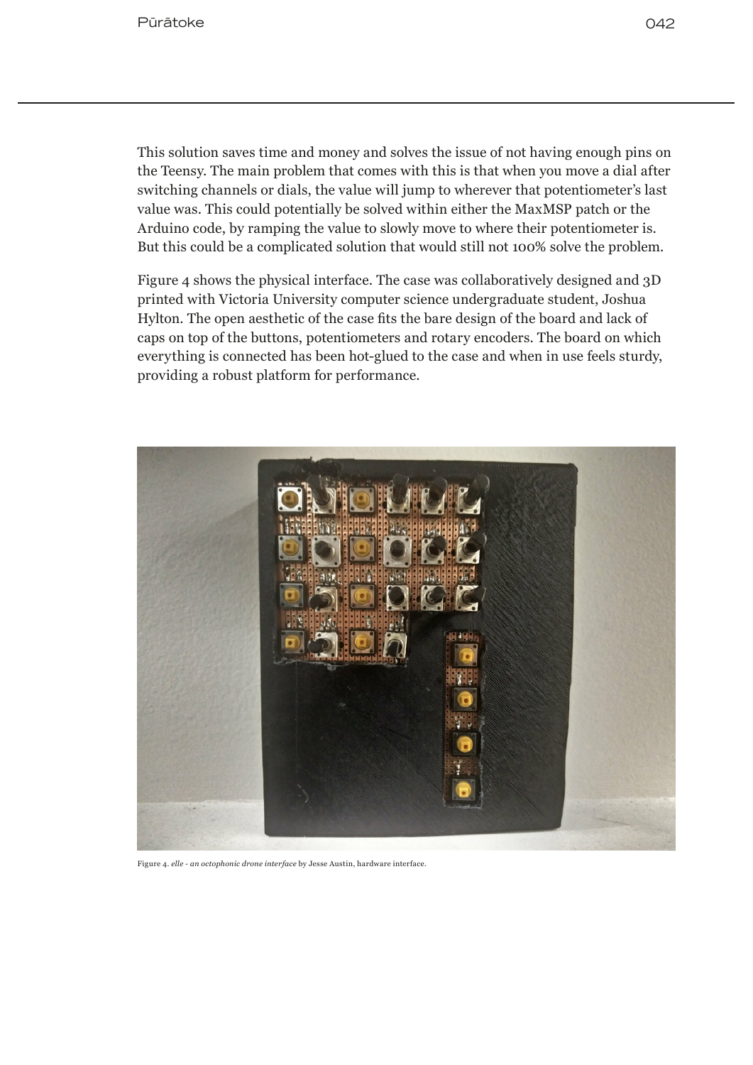This solution saves time and money and solves the issue of not having enough pins on the Teensy. The main problem that comes with this is that when you move a dial after switching channels or dials, the value will jump to wherever that potentiometer's last value was. This could potentially be solved within either the MaxMSP patch or the Arduino code, by ramping the value to slowly move to where their potentiometer is. But this could be a complicated solution that would still not 100% solve the problem.

Figure 4 shows the physical interface. The case was collaboratively designed and 3D printed with Victoria University computer science undergraduate student, Joshua Hylton. The open aesthetic of the case fits the bare design of the board and lack of caps on top of the buttons, potentiometers and rotary encoders. The board on which everything is connected has been hot-glued to the case and when in use feels sturdy, providing a robust platform for performance.

Figure 4. *elle - an octophonic drone interface* by Jesse Austin, hardware interface.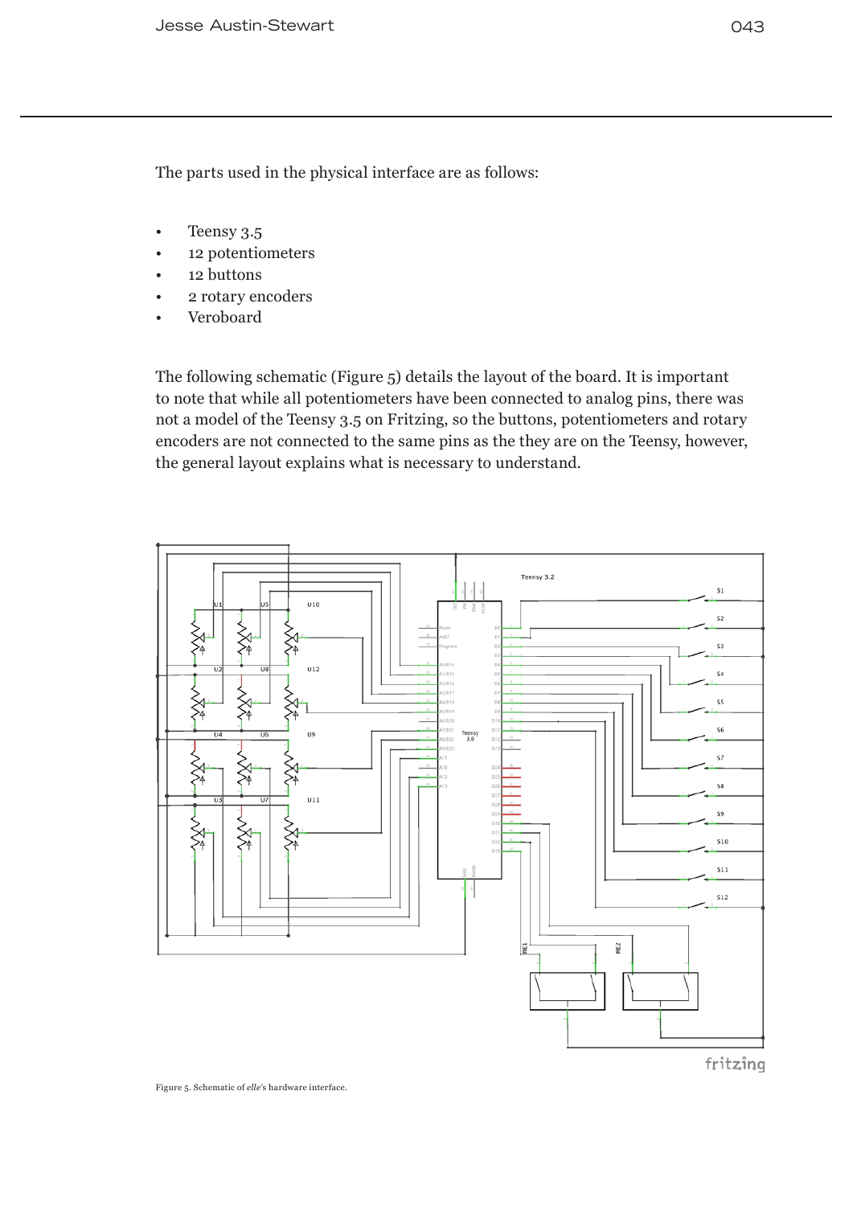The parts used in the physical interface are as follows:

- Teensy 3.5
- 12 potentiometers
- 12 buttons
- 2 rotary encoders
- Veroboard

The following schematic (Figure 5) details the layout of the board. It is important to note that while all potentiometers have been connected to analog pins, there was not a model of the Teensy 3.5 on Fritzing, so the buttons, potentiometers and rotary encoders are not connected to the same pins as the they are on the Teensy, however, the general layout explains what is necessary to understand.

Figure 5. Schematic of *elle*'s hardware interface.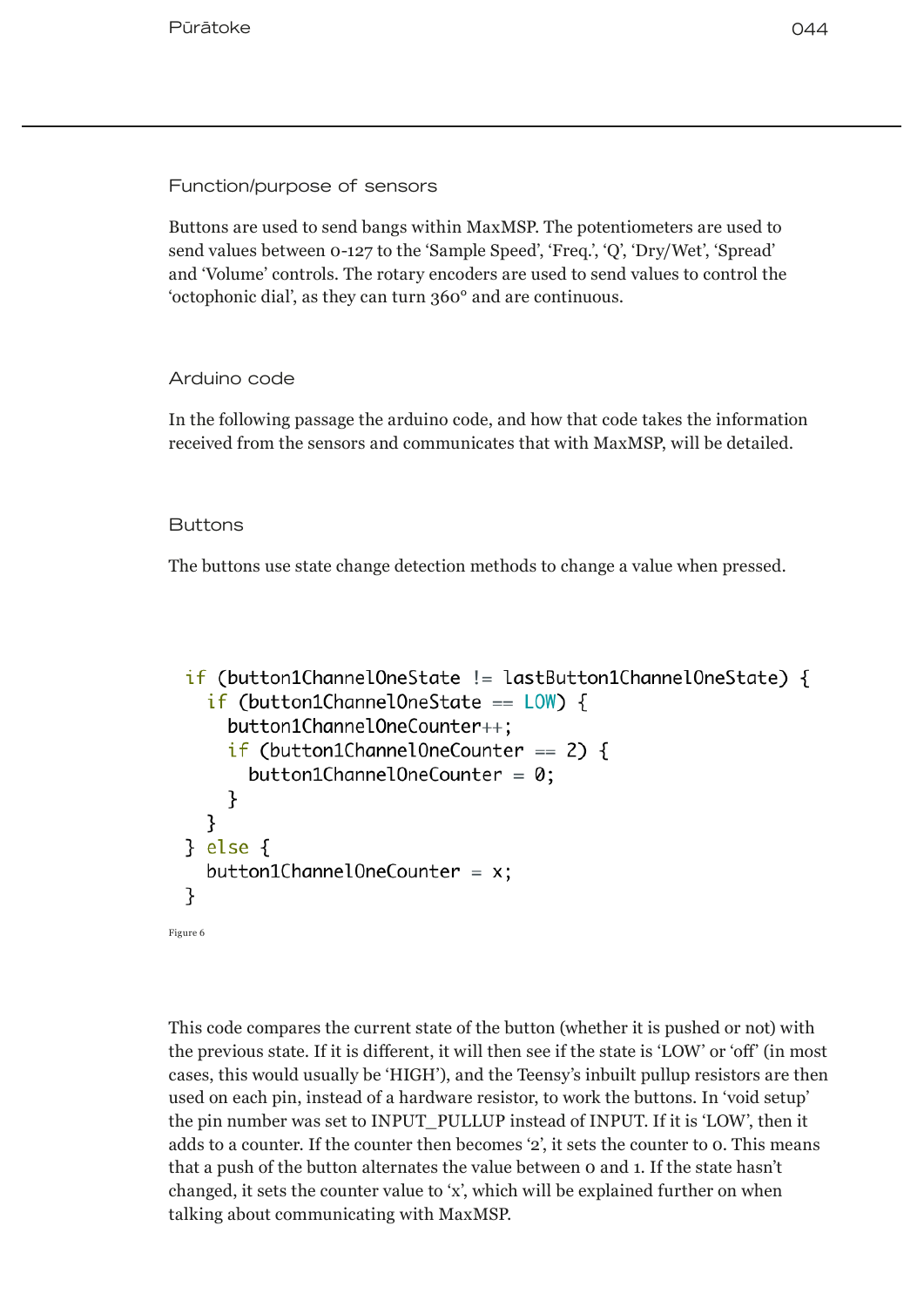### Function/purpose of sensors

Buttons are used to send bangs within MaxMSP. The potentiometers are used to send values between 0-127 to the 'Sample Speed', 'Freq.', 'Q', 'Dry/Wet', 'Spread' and 'Volume' controls. The rotary encoders are used to send values to control the 'octophonic dial', as they can turn 360° and are continuous.

### Arduino code

In the following passage the arduino code, and how that code takes the information received from the sensors and communicates that with MaxMSP, will be detailed.

### Buttons

The buttons use state change detection methods to change a value when pressed.

```
if (button1ChannelOneState != lastButton1ChannelOneState) {
  if (button1ChannelOneState == LOW) {
    button1ChannelOneCounter++;
    if (button1ChannelOneCounter == 2) {
      button1ChannelOneCounter = 0;
    }
  }
} else {
  button1ChannelOneCounter = x;
}
```

Figure 6

This code compares the current state of the button (whether it is pushed or not) with the previous state. If it is different, it will then see if the state is 'LOW' or 'off' (in most cases, this would usually be 'HIGH'), and the Teensy's inbuilt pullup resistors are then used on each pin, instead of a hardware resistor, to work the buttons. In 'void setup' the pin number was set to INPUT_PULLUP instead of INPUT. If it is 'LOW', then it adds to a counter. If the counter then becomes '2', it sets the counter to 0. This means that a push of the button alternates the value between 0 and 1. If the state hasn't changed, it sets the counter value to 'x', which will be explained further on when talking about communicating with MaxMSP.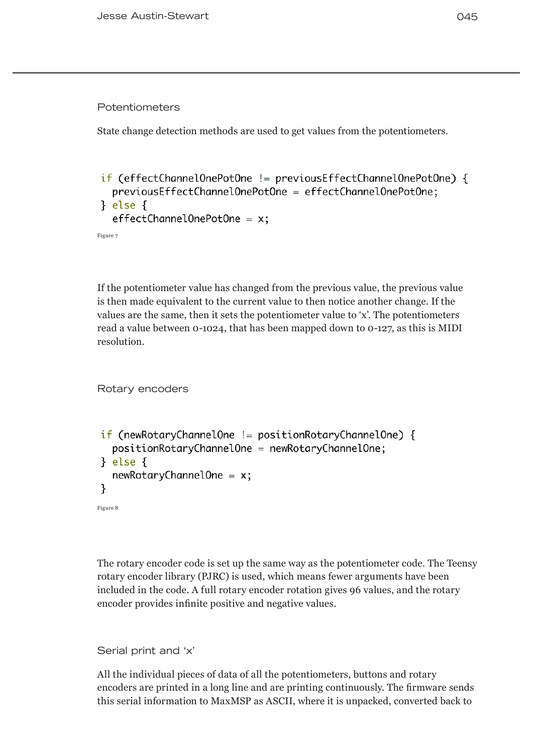## Potentiometers

State change detection methods are used to get values from the potentiometers.

```
if (effectChannelOnePotOne != previousEffectChannelOnePotOne) {
  previousEffectChannelOnePotOne = effectChannelOnePotOne;
} else {
  effectChannelOnePotOne = x;
```

Figure 7

If the potentiometer value has changed from the previous value, the previous value is then made equivalent to the current value to then notice another change. If the values are the same, then it sets the potentiometer value to 'x'. The potentiometers read a value between 0-1024, that has been mapped down to 0-127, as this is MIDI resolution.

## Rotary encoders

```
if (newRotaryChannelOne != positionRotaryChannelOne) {
  positionRotaryChannelOne = newRotaryChannelOne;
} else {
  newRotaryChannelOne = x;
}
```

Figure 8

The rotary encoder code is set up the same way as the potentiometer code. The Teensy rotary encoder library (PJRC) is used, which means fewer arguments have been included in the code. A full rotary encoder rotation gives 96 values, and the rotary encoder provides infinite positive and negative values.

## Serial print and 'x'

All the individual pieces of data of all the potentiometers, buttons and rotary encoders are printed in a long line and are printing continuously. The firmware sends this serial information to MaxMSP as ASCII, where it is unpacked, converted back to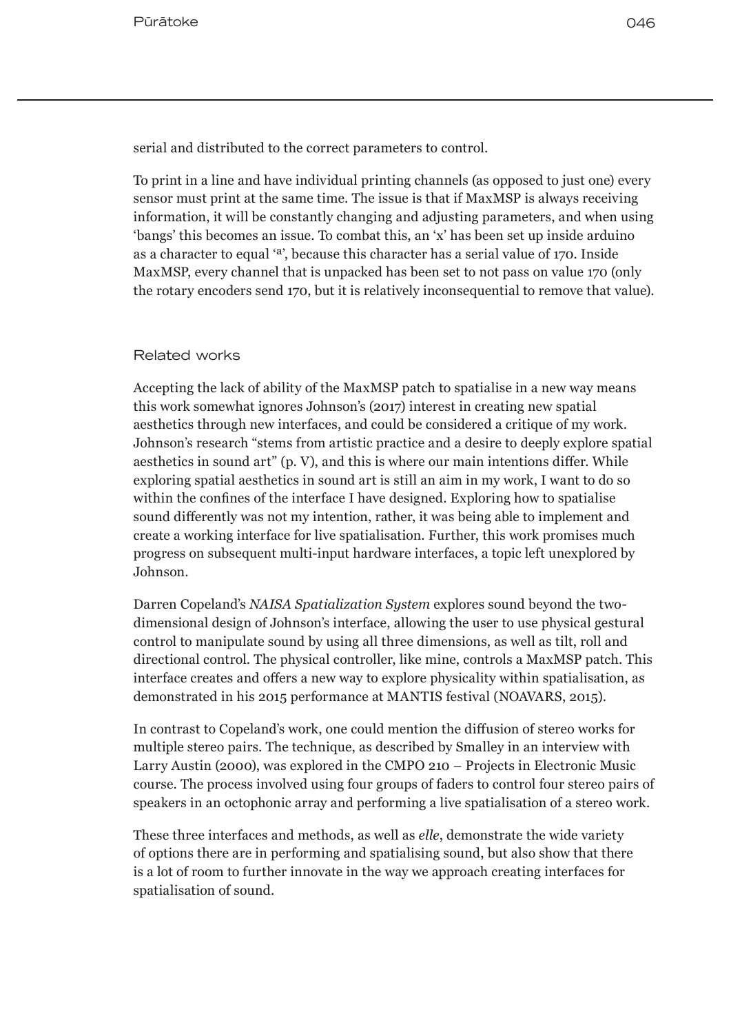serial and distributed to the correct parameters to control.

To print in a line and have individual printing channels (as opposed to just one) every sensor must print at the same time. The issue is that if MaxMSP is always receiving information, it will be constantly changing and adjusting parameters, and when using 'bangs' this becomes an issue. To combat this, an 'x' has been set up inside arduino as a character to equal 'ª', because this character has a serial value of 170. Inside MaxMSP, every channel that is unpacked has been set to not pass on value 170 (only the rotary encoders send 170, but it is relatively inconsequential to remove that value).

## Related works

Accepting the lack of ability of the MaxMSP patch to spatialise in a new way means this work somewhat ignores Johnson's (2017) interest in creating new spatial aesthetics through new interfaces, and could be considered a critique of my work. Johnson's research "stems from artistic practice and a desire to deeply explore spatial aesthetics in sound art" (p. V), and this is where our main intentions differ. While exploring spatial aesthetics in sound art is still an aim in my work, I want to do so within the confines of the interface I have designed. Exploring how to spatialise sound differently was not my intention, rather, it was being able to implement and create a working interface for live spatialisation. Further, this work promises much progress on subsequent multi-input hardware interfaces, a topic left unexplored by Johnson.

Darren Copeland's *NAISA Spatialization System* explores sound beyond the two-dimensional design of Johnson's interface, allowing the user to use physical gestural control to manipulate sound by using all three dimensions, as well as tilt, roll and directional control. The physical controller, like mine, controls a MaxMSP patch. This interface creates and offers a new way to explore physicality within spatialisation, as demonstrated in his 2015 performance at MANTIS festival (NOAVARS, 2015).

In contrast to Copeland's work, one could mention the diffusion of stereo works for multiple stereo pairs. The technique, as described by Smalley in an interview with Larry Austin (2000), was explored in the CMPO 210 – Projects in Electronic Music course. The process involved using four groups of faders to control four stereo pairs of speakers in an octophonic array and performing a live spatialisation of a stereo work.

These three interfaces and methods, as well as *elle*, demonstrate the wide variety of options there are in performing and spatialising sound, but also show that there is a lot of room to further innovate in the way we approach creating interfaces for spatialisation of sound.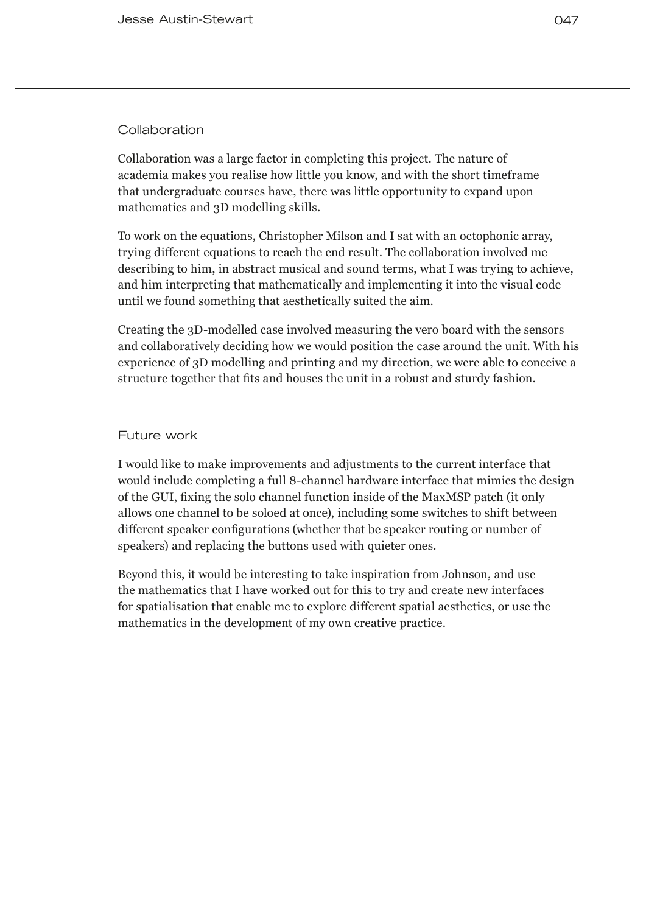## Collaboration

Collaboration was a large factor in completing this project. The nature of academia makes you realise how little you know, and with the short timeframe that undergraduate courses have, there was little opportunity to expand upon mathematics and 3D modelling skills.

To work on the equations, Christopher Milson and I sat with an octophonic array, trying different equations to reach the end result. The collaboration involved me describing to him, in abstract musical and sound terms, what I was trying to achieve, and him interpreting that mathematically and implementing it into the visual code until we found something that aesthetically suited the aim.

Creating the 3D-modelled case involved measuring the vero board with the sensors and collaboratively deciding how we would position the case around the unit. With his experience of 3D modelling and printing and my direction, we were able to conceive a structure together that fits and houses the unit in a robust and sturdy fashion.

## Future work

I would like to make improvements and adjustments to the current interface that would include completing a full 8-channel hardware interface that mimics the design of the GUI, fixing the solo channel function inside of the MaxMSP patch (it only allows one channel to be soloed at once), including some switches to shift between different speaker configurations (whether that be speaker routing or number of speakers) and replacing the buttons used with quieter ones.

Beyond this, it would be interesting to take inspiration from Johnson, and use the mathematics that I have worked out for this to try and create new interfaces for spatialisation that enable me to explore different spatial aesthetics, or use the mathematics in the development of my own creative practice.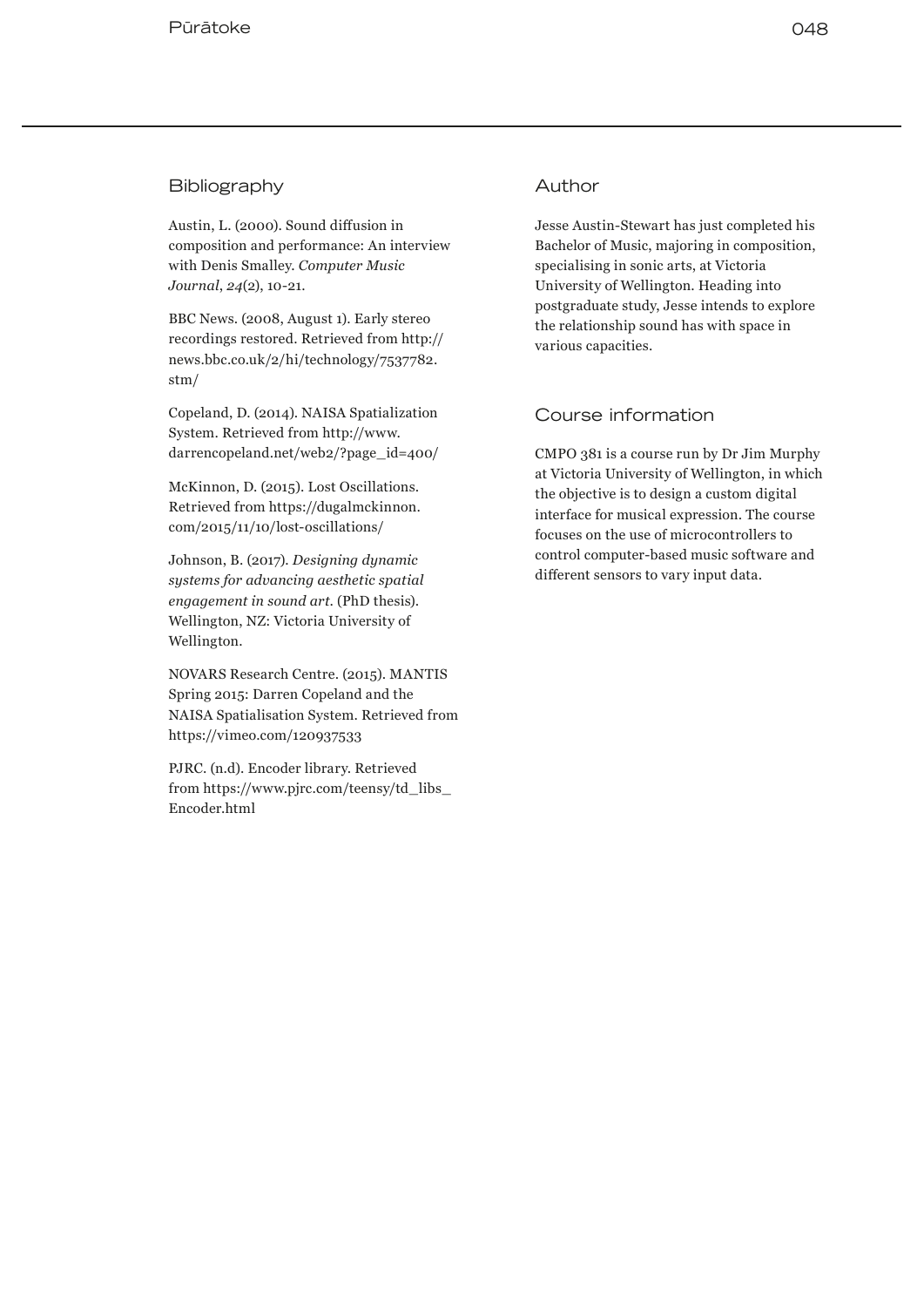## Bibliography

Austin, L. (2000). Sound diffusion in composition and performance: An interview with Denis Smalley. *Computer Music Journal*, *24*(2), 10-21.

BBC News. (2008, August 1). Early stereo recordings restored. Retrieved from http://news.bbc.co.uk/2/hi/technology/7537782.stm/

Copeland, D. (2014). NAISA Spatialization System. Retrieved from http://www.darrencopeland.net/web2/?page_id=400/

McKinnon, D. (2015). Lost Oscillations. Retrieved from https://dugalmckinnon.com/2015/11/10/lost-oscillations/

Johnson, B. (2017). *Designing dynamic systems for advancing aesthetic spatial engagement in sound art.* (PhD thesis). Wellington, NZ: Victoria University of Wellington.

NOVARS Research Centre. (2015). MANTIS Spring 2015: Darren Copeland and the NAISA Spatialisation System. Retrieved from https://vimeo.com/120937533

PJRC. (n.d). Encoder library. Retrieved from https://www.pjrc.com/teensy/td_libs_Encoder.html

## Author

Jesse Austin-Stewart has just completed his Bachelor of Music, majoring in composition, specialising in sonic arts, at Victoria University of Wellington. Heading into postgraduate study, Jesse intends to explore the relationship sound has with space in various capacities.

## Course information

CMPO 381 is a course run by Dr Jim Murphy at Victoria University of Wellington, in which the objective is to design a custom digital interface for musical expression. The course focuses on the use of microcontrollers to control computer-based music software and different sensors to vary input data.